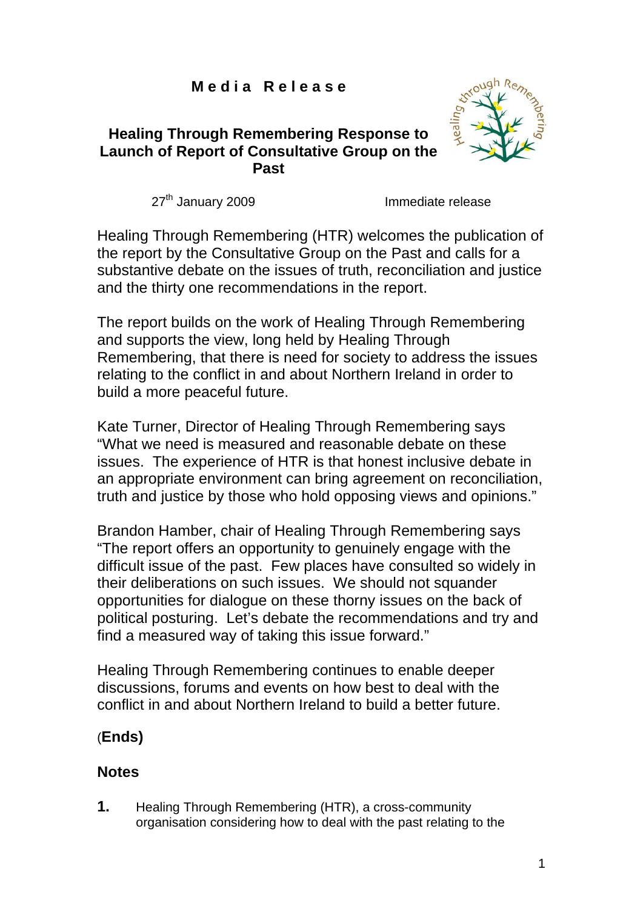**M e d i a   R e l e a s e**

## Healing Through Remembering Response to Launch of Report of Consultative Group on the Past

27th January 2009 Immediate release

Healing Through Remembering (HTR) welcomes the publication of the report by the Consultative Group on the Past and calls for a substantive debate on the issues of truth, reconciliation and justice and the thirty one recommendations in the report.

The report builds on the work of Healing Through Remembering and supports the view, long held by Healing Through Remembering, that there is need for society to address the issues relating to the conflict in and about Northern Ireland in order to build a more peaceful future.

Kate Turner, Director of Healing Through Remembering says "What we need is measured and reasonable debate on these issues. The experience of HTR is that honest inclusive debate in an appropriate environment can bring agreement on reconciliation, truth and justice by those who hold opposing views and opinions."

Brandon Hamber, chair of Healing Through Remembering says "The report offers an opportunity to genuinely engage with the difficult issue of the past. Few places have consulted so widely in their deliberations on such issues. We should not squander opportunities for dialogue on these thorny issues on the back of political posturing. Let's debate the recommendations and try and find a measured way of taking this issue forward."

Healing Through Remembering continues to enable deeper discussions, forums and events on how best to deal with the conflict in and about Northern Ireland to build a better future.

(**Ends)**

### Notes

**1.** Healing Through Remembering (HTR), a cross-community organisation considering how to deal with the past relating to the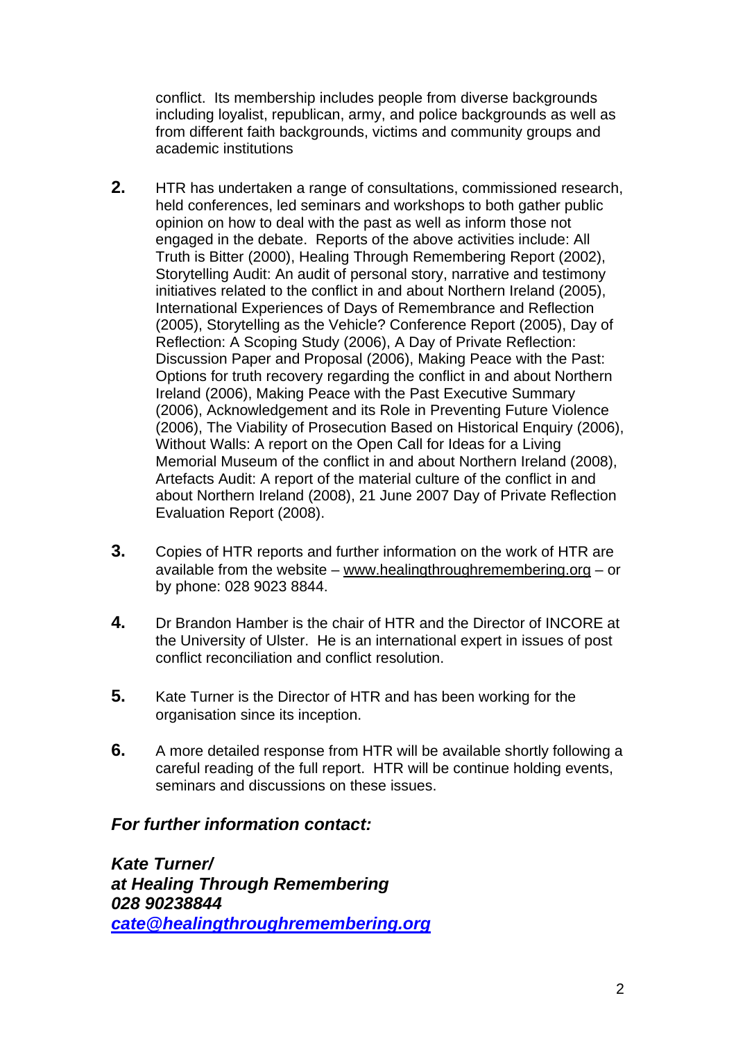conflict. Its membership includes people from diverse backgrounds including loyalist, republican, army, and police backgrounds as well as from different faith backgrounds, victims and community groups and academic institutions

**2.** HTR has undertaken a range of consultations, commissioned research, held conferences, led seminars and workshops to both gather public opinion on how to deal with the past as well as inform those not engaged in the debate. Reports of the above activities include: All Truth is Bitter (2000), Healing Through Remembering Report (2002), Storytelling Audit: An audit of personal story, narrative and testimony initiatives related to the conflict in and about Northern Ireland (2005), International Experiences of Days of Remembrance and Reflection (2005), Storytelling as the Vehicle? Conference Report (2005), Day of Reflection: A Scoping Study (2006), A Day of Private Reflection: Discussion Paper and Proposal (2006), Making Peace with the Past: Options for truth recovery regarding the conflict in and about Northern Ireland (2006), Making Peace with the Past Executive Summary (2006), Acknowledgement and its Role in Preventing Future Violence (2006), The Viability of Prosecution Based on Historical Enquiry (2006), Without Walls: A report on the Open Call for Ideas for a Living Memorial Museum of the conflict in and about Northern Ireland (2008), Artefacts Audit: A report of the material culture of the conflict in and about Northern Ireland (2008), 21 June 2007 Day of Private Reflection Evaluation Report (2008).

**3.** Copies of HTR reports and further information on the work of HTR are available from the website – www.healingthroughremembering.org – or by phone: 028 9023 8844.

**4.** Dr Brandon Hamber is the chair of HTR and the Director of INCORE at the University of Ulster. He is an international expert in issues of post conflict reconciliation and conflict resolution.

**5.** Kate Turner is the Director of HTR and has been working for the organisation since its inception.

**6.** A more detailed response from HTR will be available shortly following a careful reading of the full report. HTR will be continue holding events, seminars and discussions on these issues.

***For further information contact:***

***Kate Turner/***
***at Healing Through Remembering***
***028 90238844***
***cate@healingthroughremembering.org***